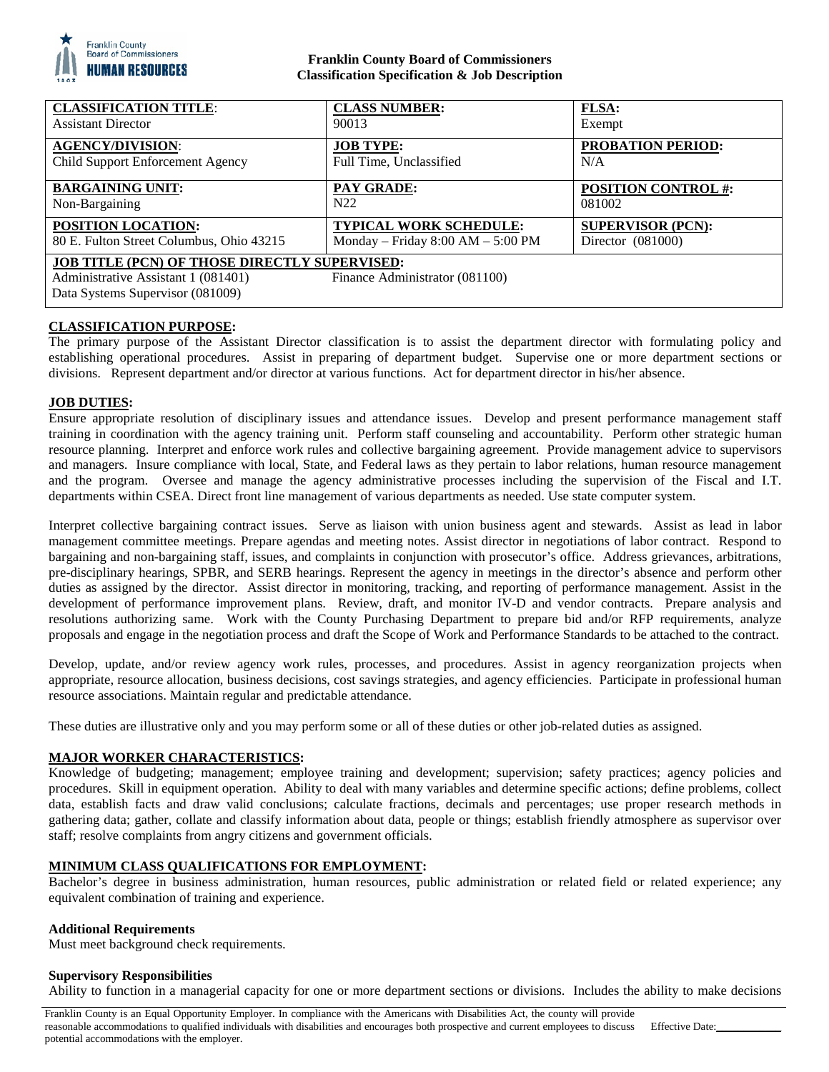**Franklin County Board of Commissioners**
**Classification Specification & Job Description**

| **CLASSIFICATION TITLE**: Assistant Director | **CLASS NUMBER:** 90013 | **FLSA:** Exempt |
|---|---|---|
| **AGENCY/DIVISION**: Child Support Enforcement Agency | **JOB TYPE:** Full Time, Unclassified | **PROBATION PERIOD:** N/A |
| **BARGAINING UNIT:** Non-Bargaining | **PAY GRADE:** N22 | **POSITION CONTROL #:** 081002 |
| **POSITION LOCATION:** 80 E. Fulton Street Columbus, Ohio 43215 | **TYPICAL WORK SCHEDULE:** Monday – Friday 8:00 AM – 5:00 PM | **SUPERVISOR (PCN):** Director (081000) |
| **JOB TITLE (PCN) OF THOSE DIRECTLY SUPERVISED:** Administrative Assistant 1 (081401) Data Systems Supervisor (081009) | Finance Administrator (081100) | |

## CLASSIFICATION PURPOSE:

The primary purpose of the Assistant Director classification is to assist the department director with formulating policy and establishing operational procedures. Assist in preparing of department budget. Supervise one or more department sections or divisions. Represent department and/or director at various functions. Act for department director in his/her absence.

## JOB DUTIES:

Ensure appropriate resolution of disciplinary issues and attendance issues. Develop and present performance management staff training in coordination with the agency training unit. Perform staff counseling and accountability. Perform other strategic human resource planning. Interpret and enforce work rules and collective bargaining agreement. Provide management advice to supervisors and managers. Insure compliance with local, State, and Federal laws as they pertain to labor relations, human resource management and the program. Oversee and manage the agency administrative processes including the supervision of the Fiscal and I.T. departments within CSEA. Direct front line management of various departments as needed. Use state computer system.

Interpret collective bargaining contract issues. Serve as liaison with union business agent and stewards. Assist as lead in labor management committee meetings. Prepare agendas and meeting notes. Assist director in negotiations of labor contract. Respond to bargaining and non-bargaining staff, issues, and complaints in conjunction with prosecutor's office. Address grievances, arbitrations, pre-disciplinary hearings, SPBR, and SERB hearings. Represent the agency in meetings in the director's absence and perform other duties as assigned by the director. Assist director in monitoring, tracking, and reporting of performance management. Assist in the development of performance improvement plans. Review, draft, and monitor IV-D and vendor contracts. Prepare analysis and resolutions authorizing same. Work with the County Purchasing Department to prepare bid and/or RFP requirements, analyze proposals and engage in the negotiation process and draft the Scope of Work and Performance Standards to be attached to the contract.

Develop, update, and/or review agency work rules, processes, and procedures. Assist in agency reorganization projects when appropriate, resource allocation, business decisions, cost savings strategies, and agency efficiencies. Participate in professional human resource associations. Maintain regular and predictable attendance.

These duties are illustrative only and you may perform some or all of these duties or other job-related duties as assigned.

## MAJOR WORKER CHARACTERISTICS:

Knowledge of budgeting; management; employee training and development; supervision; safety practices; agency policies and procedures. Skill in equipment operation. Ability to deal with many variables and determine specific actions; define problems, collect data, establish facts and draw valid conclusions; calculate fractions, decimals and percentages; use proper research methods in gathering data; gather, collate and classify information about data, people or things; establish friendly atmosphere as supervisor over staff; resolve complaints from angry citizens and government officials.

## MINIMUM CLASS QUALIFICATIONS FOR EMPLOYMENT:

Bachelor's degree in business administration, human resources, public administration or related field or related experience; any equivalent combination of training and experience.

### Additional Requirements

Must meet background check requirements.

### Supervisory Responsibilities

Ability to function in a managerial capacity for one or more department sections or divisions. Includes the ability to make decisions

Franklin County is an Equal Opportunity Employer. In compliance with the Americans with Disabilities Act, the county will provide reasonable accommodations to qualified individuals with disabilities and encourages both prospective and current employees to discuss potential accommodations with the employer. Effective Date:___________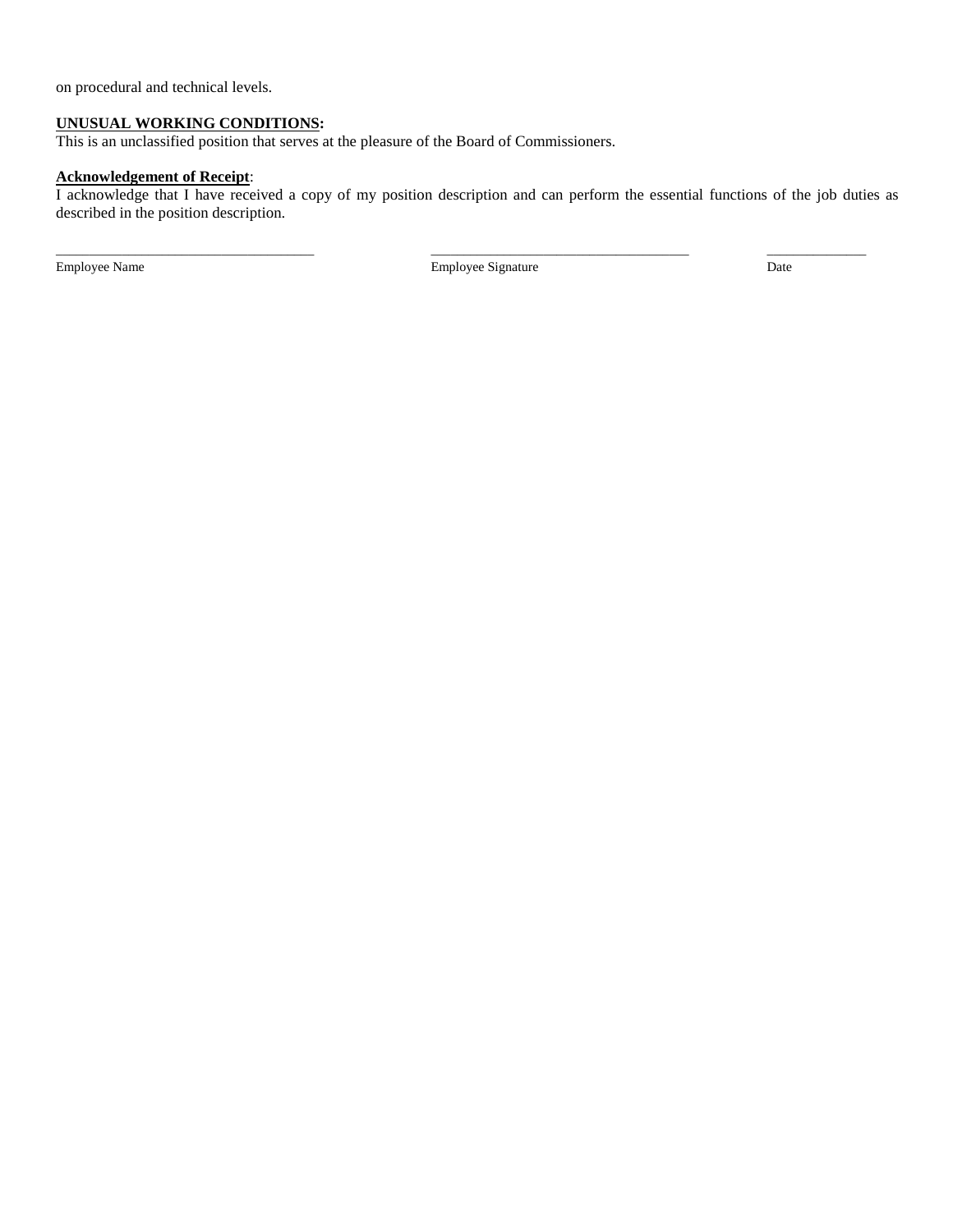on procedural and technical levels.

**UNUSUAL WORKING CONDITIONS:**
This is an unclassified position that serves at the pleasure of the Board of Commissioners.

**Acknowledgement of Receipt**:
I acknowledge that I have received a copy of my position description and can perform the essential functions of the job duties as described in the position description.

| | | |
|---|---|---|
| ____________________________________ | ____________________________________ | ______________ |
| Employee Name | Employee Signature | Date |